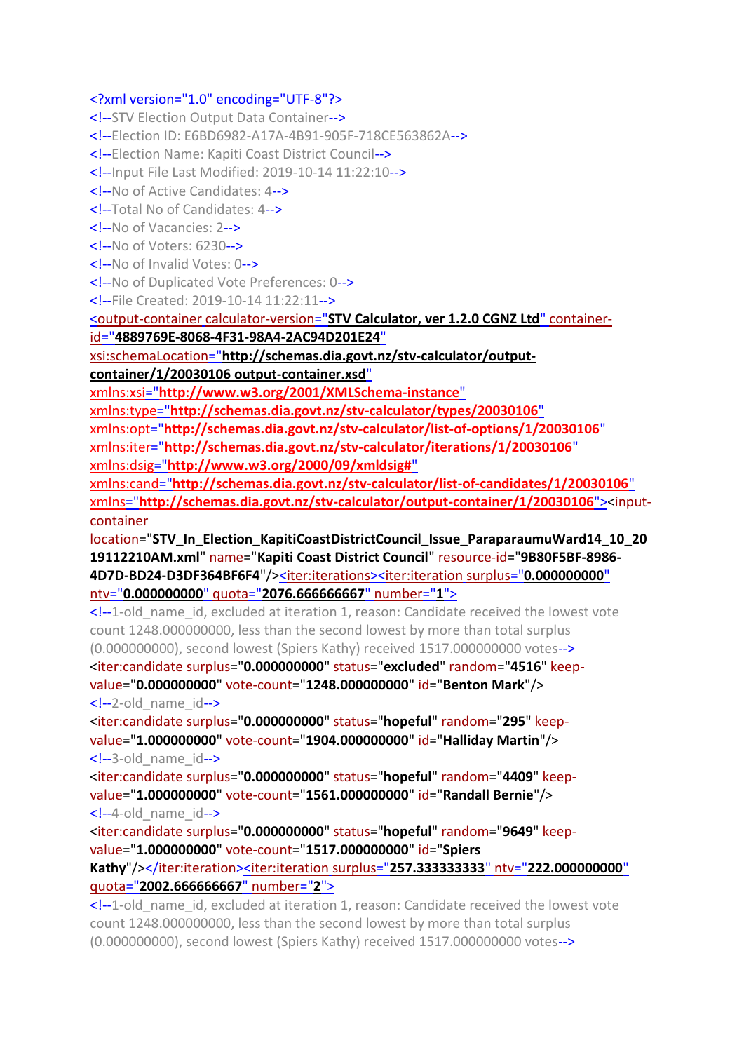```xml
<?xml version="1.0" encoding="UTF-8"?>
<!--STV Election Output Data Container-->
<!--Election ID: E6BD6982-A17A-4B91-905F-718CE563862A-->
<!--Election Name: Kapiti Coast District Council-->
<!--Input File Last Modified: 2019-10-14 11:22:10-->
<!--No of Active Candidates: 4-->
<!--Total No of Candidates: 4-->
<!--No of Vacancies: 2-->
<!--No of Voters: 6230-->
<!--No of Invalid Votes: 0-->
<!--No of Duplicated Vote Preferences: 0-->
<!--File Created: 2019-10-14 11:22:11-->
<output-container calculator-version="STV Calculator, ver 1.2.0 CGNZ Ltd" container-id="4889769E-8068-4F31-98A4-2AC94D201E24"
xsi:schemaLocation="http://schemas.dia.govt.nz/stv-calculator/output-container/1/20030106 output-container.xsd"
xmlns:xsi="http://www.w3.org/2001/XMLSchema-instance"
xmlns:type="http://schemas.dia.govt.nz/stv-calculator/types/20030106"
xmlns:opt="http://schemas.dia.govt.nz/stv-calculator/list-of-options/1/20030106"
xmlns:iter="http://schemas.dia.govt.nz/stv-calculator/iterations/1/20030106"
xmlns:dsig="http://www.w3.org/2000/09/xmldsig#"
xmlns:cand="http://schemas.dia.govt.nz/stv-calculator/list-of-candidates/1/20030106"
xmlns="http://schemas.dia.govt.nz/stv-calculator/output-container/1/20030106"><input-container
location="STV_In_Election_KapitiCoastDistrictCouncil_Issue_ParaparaumuWard14_10_2019112210AM.xml" name="Kapiti Coast District Council" resource-id="9B80F5BF-8986-4D7D-BD24-D3DF364BF6F4"/><iter:iterations><iter:iteration surplus="0.000000000"
ntv="0.000000000" quota="2076.666666667" number="1">
<!--1-old_name_id, excluded at iteration 1, reason: Candidate received the lowest vote count 1248.000000000, less than the second lowest by more than total surplus (0.000000000), second lowest (Spiers Kathy) received 1517.000000000 votes-->
<iter:candidate surplus="0.000000000" status="excluded" random="4516" keep-value="0.000000000" vote-count="1248.000000000" id="Benton Mark"/>
<!--2-old_name_id-->
<iter:candidate surplus="0.000000000" status="hopeful" random="295" keep-value="1.000000000" vote-count="1904.000000000" id="Halliday Martin"/>
<!--3-old_name_id-->
<iter:candidate surplus="0.000000000" status="hopeful" random="4409" keep-value="1.000000000" vote-count="1561.000000000" id="Randall Bernie"/>
<!--4-old_name_id-->
<iter:candidate surplus="0.000000000" status="hopeful" random="9649" keep-value="1.000000000" vote-count="1517.000000000" id="Spiers
Kathy"/></iter:iteration><iter:iteration surplus="257.333333333" ntv="222.000000000"
quota="2002.666666667" number="2">
<!--1-old_name_id, excluded at iteration 1, reason: Candidate received the lowest vote count 1248.000000000, less than the second lowest by more than total surplus (0.000000000), second lowest (Spiers Kathy) received 1517.000000000 votes-->
```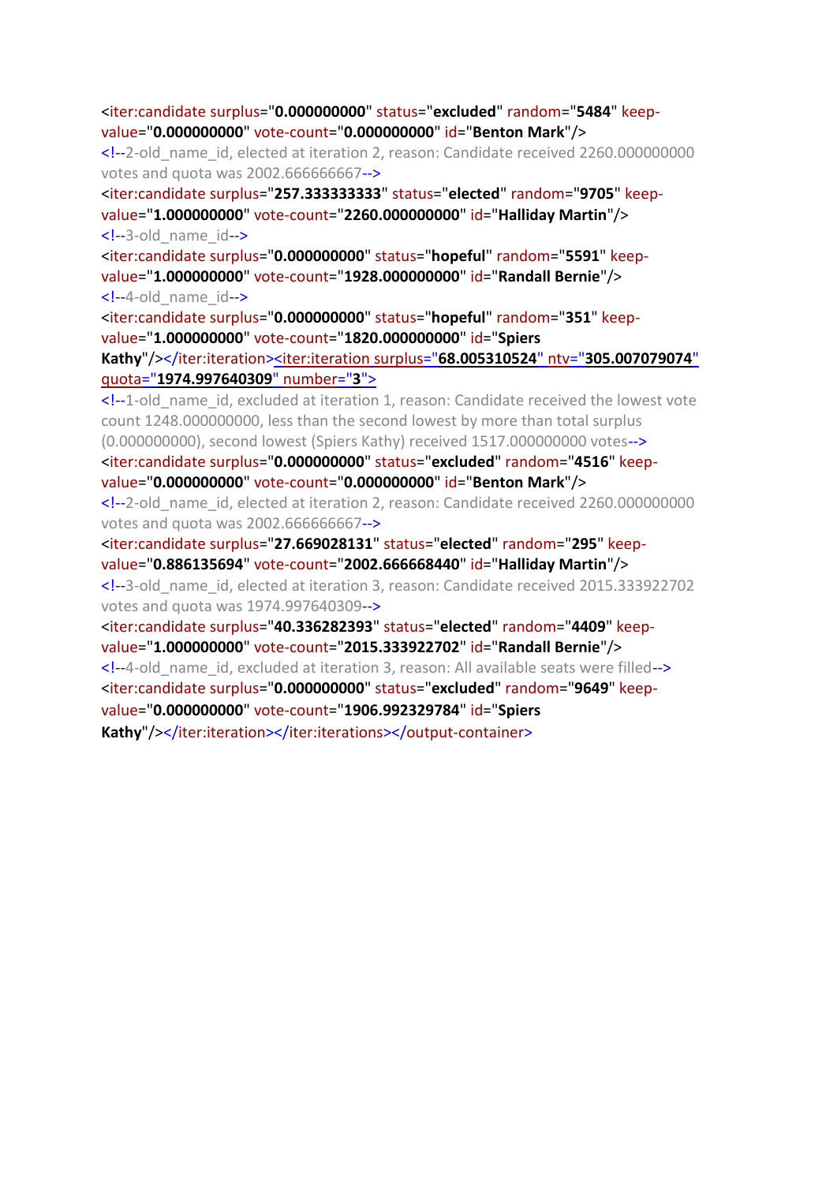```xml
<iter:candidate surplus="0.000000000" status="excluded" random="5484" keep-value="0.000000000" vote-count="0.000000000" id="Benton Mark"/>
<!--2-old_name_id, elected at iteration 2, reason: Candidate received 2260.000000000 votes and quota was 2002.666666667-->
<iter:candidate surplus="257.333333333" status="elected" random="9705" keep-value="1.000000000" vote-count="2260.000000000" id="Halliday Martin"/>
<!--3-old_name_id-->
<iter:candidate surplus="0.000000000" status="hopeful" random="5591" keep-value="1.000000000" vote-count="1928.000000000" id="Randall Bernie"/>
<!--4-old_name_id-->
<iter:candidate surplus="0.000000000" status="hopeful" random="351" keep-value="1.000000000" vote-count="1820.000000000" id="Spiers Kathy"/></iter:iteration><iter:iteration surplus="68.005310524" ntv="305.007079074" quota="1974.997640309" number="3">
<!--1-old_name_id, excluded at iteration 1, reason: Candidate received the lowest vote count 1248.000000000, less than the second lowest by more than total surplus (0.000000000), second lowest (Spiers Kathy) received 1517.000000000 votes-->
<iter:candidate surplus="0.000000000" status="excluded" random="4516" keep-value="0.000000000" vote-count="0.000000000" id="Benton Mark"/>
<!--2-old_name_id, elected at iteration 2, reason: Candidate received 2260.000000000 votes and quota was 2002.666666667-->
<iter:candidate surplus="27.669028131" status="elected" random="295" keep-value="0.886135694" vote-count="2002.666668440" id="Halliday Martin"/>
<!--3-old_name_id, elected at iteration 3, reason: Candidate received 2015.333922702 votes and quota was 1974.997640309-->
<iter:candidate surplus="40.336282393" status="elected" random="4409" keep-value="1.000000000" vote-count="2015.333922702" id="Randall Bernie"/>
<!--4-old_name_id, excluded at iteration 3, reason: All available seats were filled-->
<iter:candidate surplus="0.000000000" status="excluded" random="9649" keep-value="0.000000000" vote-count="1906.992329784" id="Spiers Kathy"/></iter:iteration></iter:iterations></output-container>
```